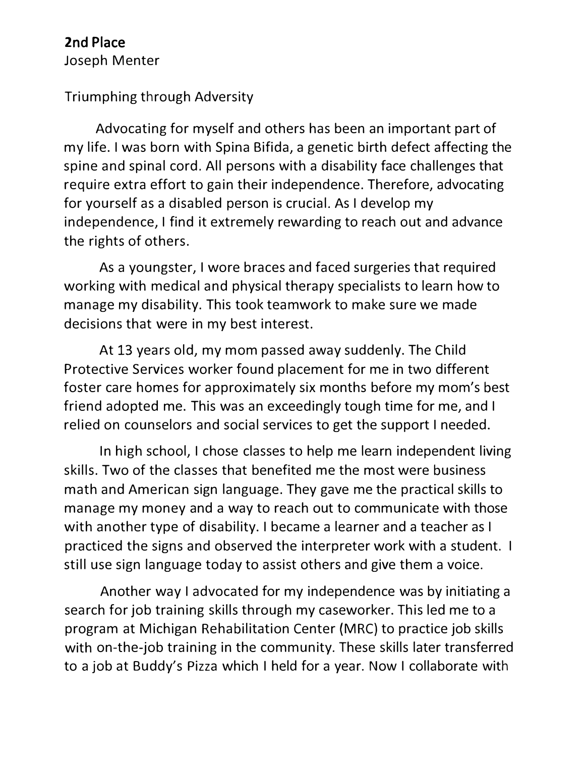**2nd Place**
Joseph Menter

Triumphing through Adversity

Advocating for myself and others has been an important part of my life. I was born with Spina Bifida, a genetic birth defect affecting the spine and spinal cord. All persons with a disability face challenges that require extra effort to gain their independence. Therefore, advocating for yourself as a disabled person is crucial. As I develop my independence, I find it extremely rewarding to reach out and advance the rights of others.

As a youngster, I wore braces and faced surgeries that required working with medical and physical therapy specialists to learn how to manage my disability. This took teamwork to make sure we made decisions that were in my best interest.

At 13 years old, my mom passed away suddenly. The Child Protective Services worker found placement for me in two different foster care homes for approximately six months before my mom's best friend adopted me. This was an exceedingly tough time for me, and I relied on counselors and social services to get the support I needed.

In high school, I chose classes to help me learn independent living skills. Two of the classes that benefited me the most were business math and American sign language. They gave me the practical skills to manage my money and a way to reach out to communicate with those with another type of disability. I became a learner and a teacher as I practiced the signs and observed the interpreter work with a student. I still use sign language today to assist others and give them a voice.

Another way I advocated for my independence was by initiating a search for job training skills through my caseworker. This led me to a program at Michigan Rehabilitation Center (MRC) to practice job skills with on-the-job training in the community. These skills later transferred to a job at Buddy's Pizza which I held for a year. Now I collaborate with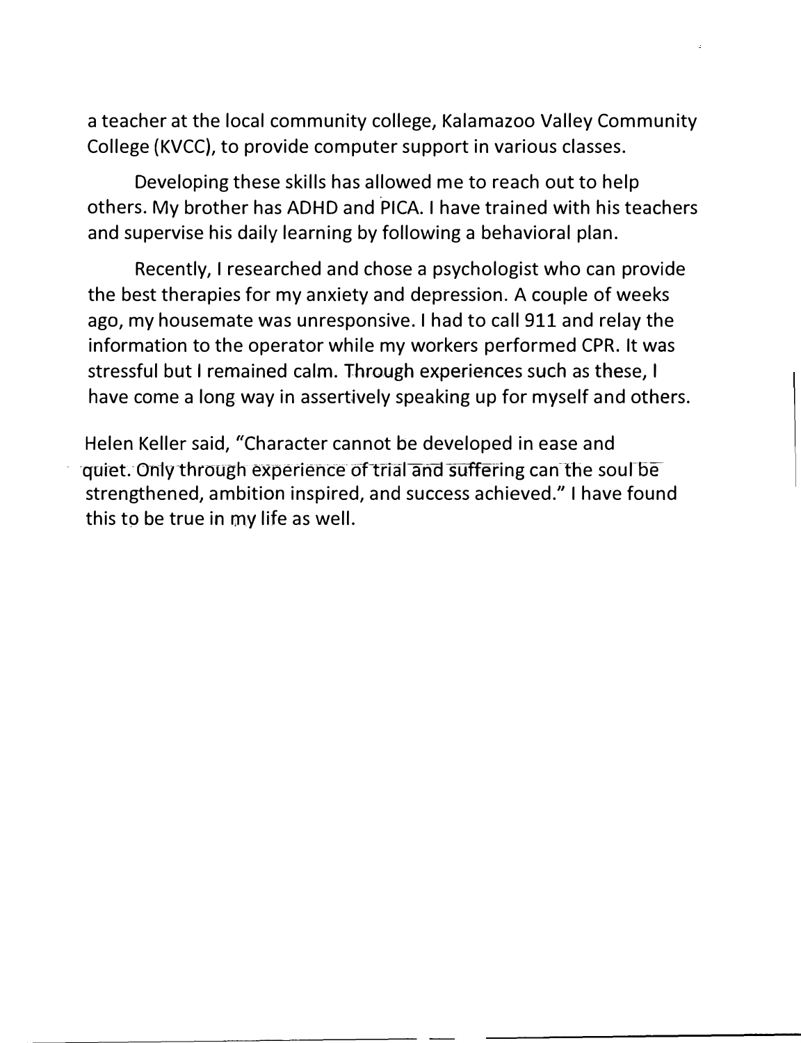a teacher at the local community college, Kalamazoo Valley Community College (KVCC), to provide computer support in various classes.

Developing these skills has allowed me to reach out to help others. My brother has ADHD and PICA. I have trained with his teachers and supervise his daily learning by following a behavioral plan.

Recently, I researched and chose a psychologist who can provide the best therapies for my anxiety and depression. A couple of weeks ago, my housemate was unresponsive. I had to call 911 and relay the information to the operator while my workers performed CPR. It was stressful but I remained calm. Through experiences such as these, I have come a long way in assertively speaking up for myself and others.

Helen Keller said, "Character cannot be developed in ease and quiet. Only through experience of trial and suffering can the soul be strengthened, ambition inspired, and success achieved." I have found this to be true in my life as well.